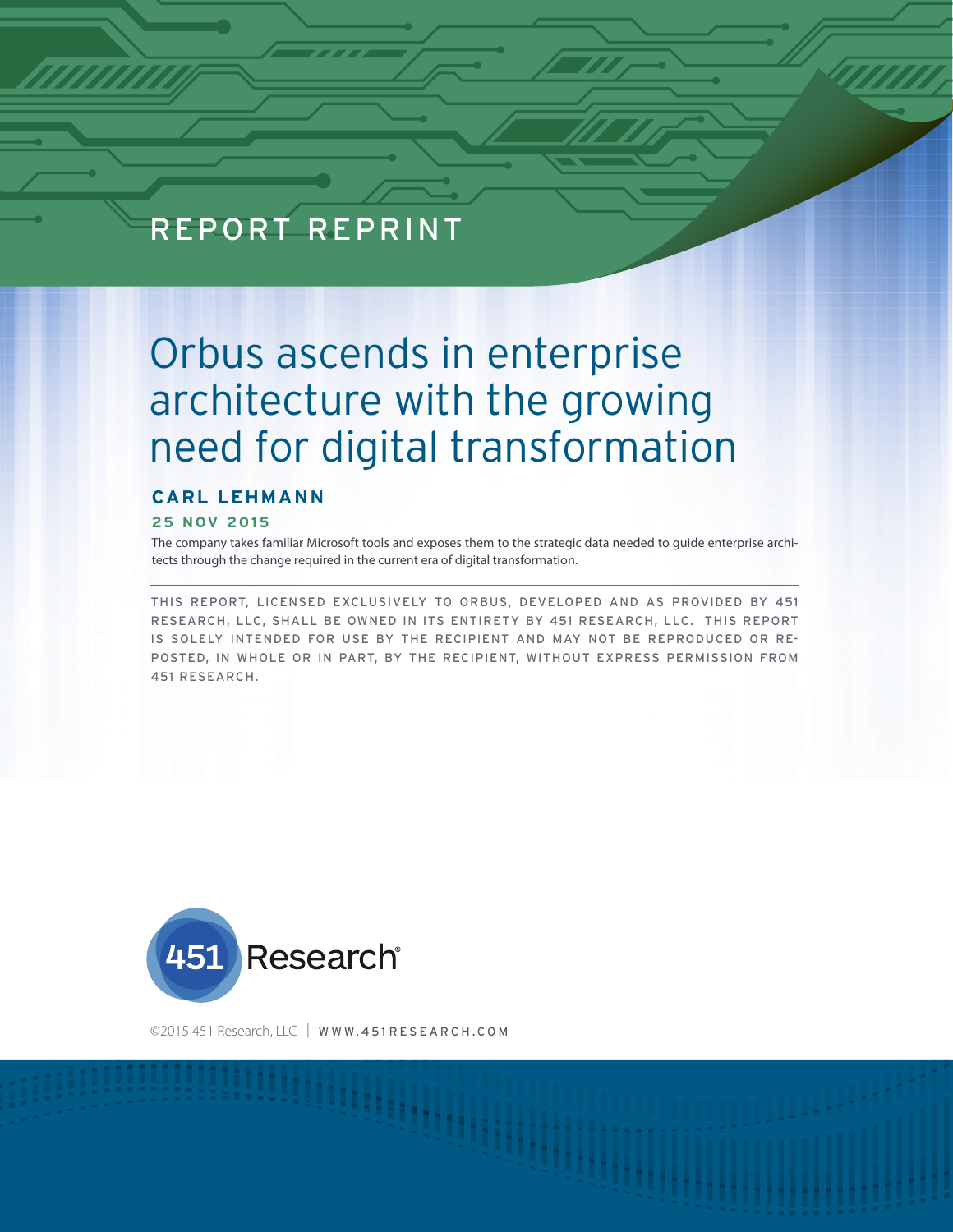REPORT REPRINT

# Orbus ascends in enterprise architecture with the growing need for digital transformation

**CARL LEHMANN**

**25 NOV 2015**

The company takes familiar Microsoft tools and exposes them to the strategic data needed to guide enterprise architects through the change required in the current era of digital transformation.

THIS REPORT, LICENSED EXCLUSIVELY TO ORBUS, DEVELOPED AND AS PROVIDED BY 451 RESEARCH, LLC, SHALL BE OWNED IN ITS ENTIRETY BY 451 RESEARCH, LLC. THIS REPORT IS SOLELY INTENDED FOR USE BY THE RECIPIENT AND MAY NOT BE REPRODUCED OR RE-POSTED, IN WHOLE OR IN PART, BY THE RECIPIENT, WITHOUT EXPRESS PERMISSION FROM 451 RESEARCH.

451 Research®

©2015 451 Research, LLC | WWW.451RESEARCH.COM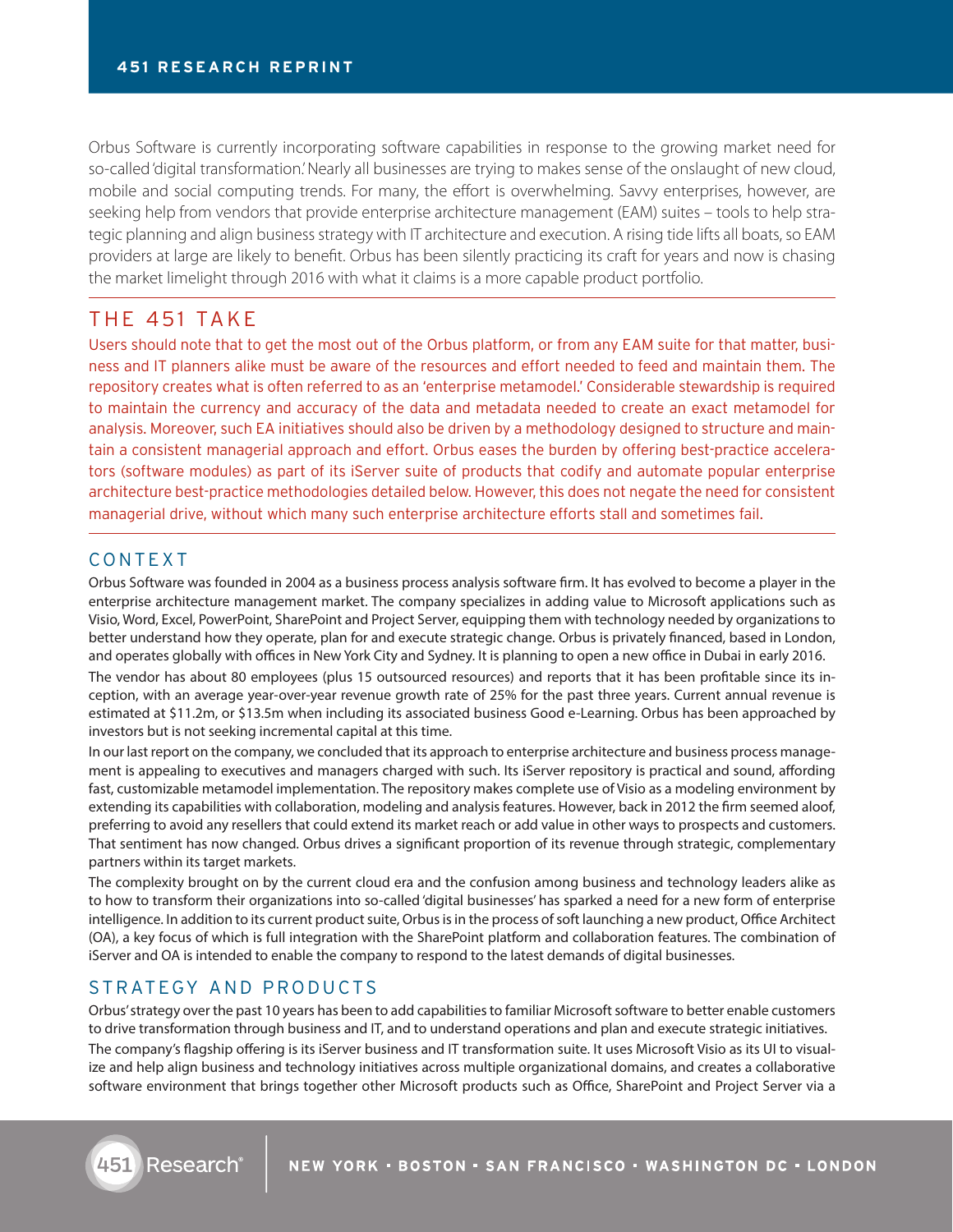Orbus Software is currently incorporating software capabilities in response to the growing market need for so-called 'digital transformation.' Nearly all businesses are trying to makes sense of the onslaught of new cloud, mobile and social computing trends. For many, the effort is overwhelming. Savvy enterprises, however, are seeking help from vendors that provide enterprise architecture management (EAM) suites – tools to help strategic planning and align business strategy with IT architecture and execution. A rising tide lifts all boats, so EAM providers at large are likely to benefit. Orbus has been silently practicing its craft for years and now is chasing the market limelight through 2016 with what it claims is a more capable product portfolio.

## THE 451 TAKE

Users should note that to get the most out of the Orbus platform, or from any EAM suite for that matter, business and IT planners alike must be aware of the resources and effort needed to feed and maintain them. The repository creates what is often referred to as an 'enterprise metamodel.' Considerable stewardship is required to maintain the currency and accuracy of the data and metadata needed to create an exact metamodel for analysis. Moreover, such EA initiatives should also be driven by a methodology designed to structure and maintain a consistent managerial approach and effort. Orbus eases the burden by offering best-practice accelerators (software modules) as part of its iServer suite of products that codify and automate popular enterprise architecture best-practice methodologies detailed below. However, this does not negate the need for consistent managerial drive, without which many such enterprise architecture efforts stall and sometimes fail.

## CONTEXT

Orbus Software was founded in 2004 as a business process analysis software firm. It has evolved to become a player in the enterprise architecture management market. The company specializes in adding value to Microsoft applications such as Visio, Word, Excel, PowerPoint, SharePoint and Project Server, equipping them with technology needed by organizations to better understand how they operate, plan for and execute strategic change. Orbus is privately financed, based in London, and operates globally with offices in New York City and Sydney. It is planning to open a new office in Dubai in early 2016.

The vendor has about 80 employees (plus 15 outsourced resources) and reports that it has been profitable since its inception, with an average year-over-year revenue growth rate of 25% for the past three years. Current annual revenue is estimated at \$11.2m, or \$13.5m when including its associated business Good e-Learning. Orbus has been approached by investors but is not seeking incremental capital at this time.

In our last report on the company, we concluded that its approach to enterprise architecture and business process management is appealing to executives and managers charged with such. Its iServer repository is practical and sound, affording fast, customizable metamodel implementation. The repository makes complete use of Visio as a modeling environment by extending its capabilities with collaboration, modeling and analysis features. However, back in 2012 the firm seemed aloof, preferring to avoid any resellers that could extend its market reach or add value in other ways to prospects and customers. That sentiment has now changed. Orbus drives a significant proportion of its revenue through strategic, complementary partners within its target markets.

The complexity brought on by the current cloud era and the confusion among business and technology leaders alike as to how to transform their organizations into so-called 'digital businesses' has sparked a need for a new form of enterprise intelligence. In addition to its current product suite, Orbus is in the process of soft launching a new product, Office Architect (OA), a key focus of which is full integration with the SharePoint platform and collaboration features. The combination of iServer and OA is intended to enable the company to respond to the latest demands of digital businesses.

## STRATEGY AND PRODUCTS

Orbus' strategy over the past 10 years has been to add capabilities to familiar Microsoft software to better enable customers to drive transformation through business and IT, and to understand operations and plan and execute strategic initiatives.

The company's flagship offering is its iServer business and IT transformation suite. It uses Microsoft Visio as its UI to visualize and help align business and technology initiatives across multiple organizational domains, and creates a collaborative software environment that brings together other Microsoft products such as Office, SharePoint and Project Server via a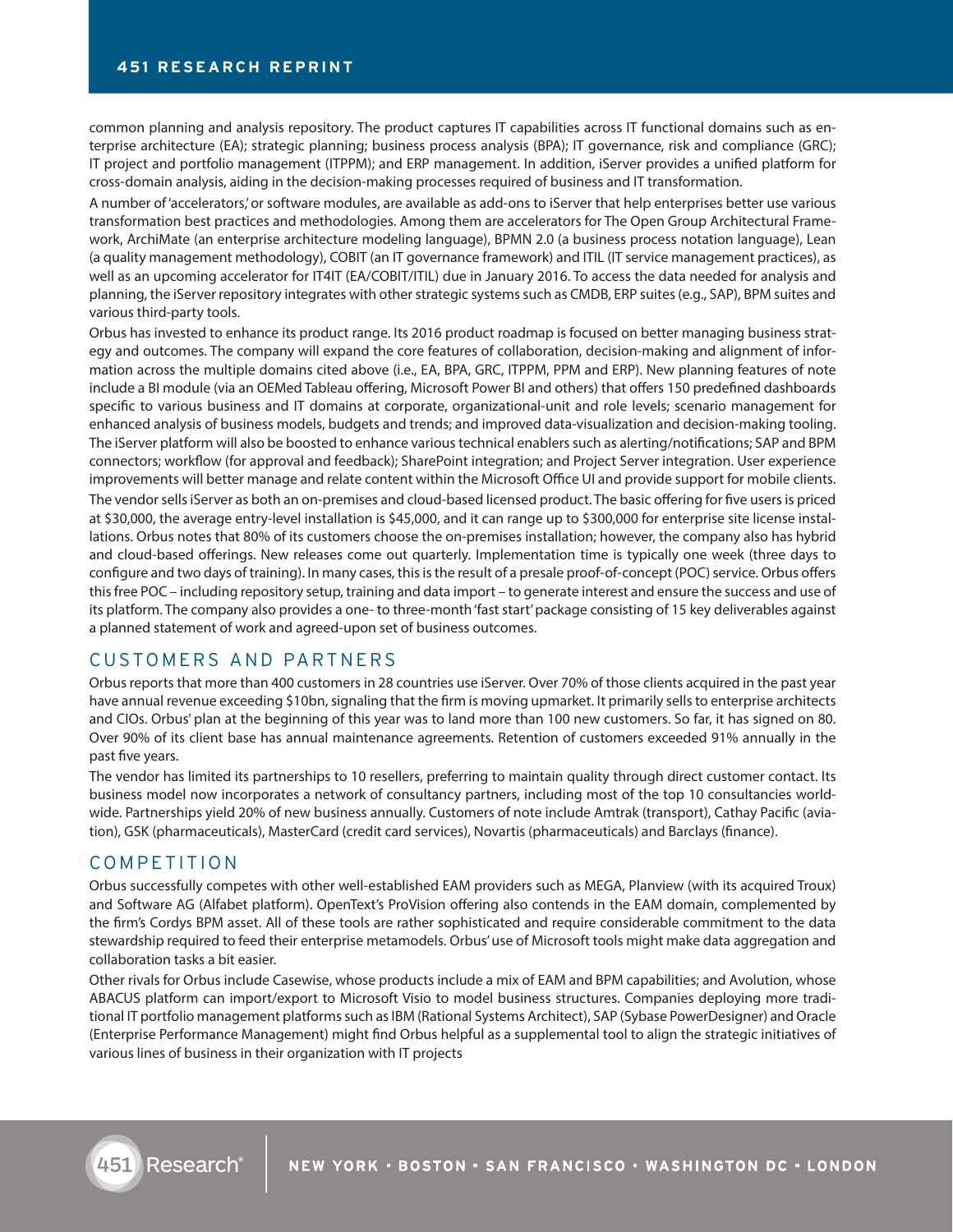common planning and analysis repository. The product captures IT capabilities across IT functional domains such as enterprise architecture (EA); strategic planning; business process analysis (BPA); IT governance, risk and compliance (GRC); IT project and portfolio management (ITPPM); and ERP management. In addition, iServer provides a unified platform for cross-domain analysis, aiding in the decision-making processes required of business and IT transformation.

A number of 'accelerators,' or software modules, are available as add-ons to iServer that help enterprises better use various transformation best practices and methodologies. Among them are accelerators for The Open Group Architectural Framework, ArchiMate (an enterprise architecture modeling language), BPMN 2.0 (a business process notation language), Lean (a quality management methodology), COBIT (an IT governance framework) and ITIL (IT service management practices), as well as an upcoming accelerator for IT4IT (EA/COBIT/ITIL) due in January 2016. To access the data needed for analysis and planning, the iServer repository integrates with other strategic systems such as CMDB, ERP suites (e.g., SAP), BPM suites and various third-party tools.

Orbus has invested to enhance its product range. Its 2016 product roadmap is focused on better managing business strategy and outcomes. The company will expand the core features of collaboration, decision-making and alignment of information across the multiple domains cited above (i.e., EA, BPA, GRC, ITPPM, PPM and ERP). New planning features of note include a BI module (via an OEMed Tableau offering, Microsoft Power BI and others) that offers 150 predefined dashboards specific to various business and IT domains at corporate, organizational-unit and role levels; scenario management for enhanced analysis of business models, budgets and trends; and improved data-visualization and decision-making tooling. The iServer platform will also be boosted to enhance various technical enablers such as alerting/notifications; SAP and BPM connectors; workflow (for approval and feedback); SharePoint integration; and Project Server integration. User experience improvements will better manage and relate content within the Microsoft Office UI and provide support for mobile clients.

The vendor sells iServer as both an on-premises and cloud-based licensed product. The basic offering for five users is priced at $30,000, the average entry-level installation is $45,000, and it can range up to $300,000 for enterprise site license installations. Orbus notes that 80% of its customers choose the on-premises installation; however, the company also has hybrid and cloud-based offerings. New releases come out quarterly. Implementation time is typically one week (three days to configure and two days of training). In many cases, this is the result of a presale proof-of-concept (POC) service. Orbus offers this free POC – including repository setup, training and data import – to generate interest and ensure the success and use of its platform. The company also provides a one- to three-month 'fast start' package consisting of 15 key deliverables against a planned statement of work and agreed-upon set of business outcomes.

## CUSTOMERS AND PARTNERS

Orbus reports that more than 400 customers in 28 countries use iServer. Over 70% of those clients acquired in the past year have annual revenue exceeding $10bn, signaling that the firm is moving upmarket. It primarily sells to enterprise architects and CIOs. Orbus' plan at the beginning of this year was to land more than 100 new customers. So far, it has signed on 80. Over 90% of its client base has annual maintenance agreements. Retention of customers exceeded 91% annually in the past five years.

The vendor has limited its partnerships to 10 resellers, preferring to maintain quality through direct customer contact. Its business model now incorporates a network of consultancy partners, including most of the top 10 consultancies worldwide. Partnerships yield 20% of new business annually. Customers of note include Amtrak (transport), Cathay Pacific (aviation), GSK (pharmaceuticals), MasterCard (credit card services), Novartis (pharmaceuticals) and Barclays (finance).

## COMPETITION

Orbus successfully competes with other well-established EAM providers such as MEGA, Planview (with its acquired Troux) and Software AG (Alfabet platform). OpenText's ProVision offering also contends in the EAM domain, complemented by the firm's Cordys BPM asset. All of these tools are rather sophisticated and require considerable commitment to the data stewardship required to feed their enterprise metamodels. Orbus' use of Microsoft tools might make data aggregation and collaboration tasks a bit easier.

Other rivals for Orbus include Casewise, whose products include a mix of EAM and BPM capabilities; and Avolution, whose ABACUS platform can import/export to Microsoft Visio to model business structures. Companies deploying more traditional IT portfolio management platforms such as IBM (Rational Systems Architect), SAP (Sybase PowerDesigner) and Oracle (Enterprise Performance Management) might find Orbus helpful as a supplemental tool to align the strategic initiatives of various lines of business in their organization with IT projects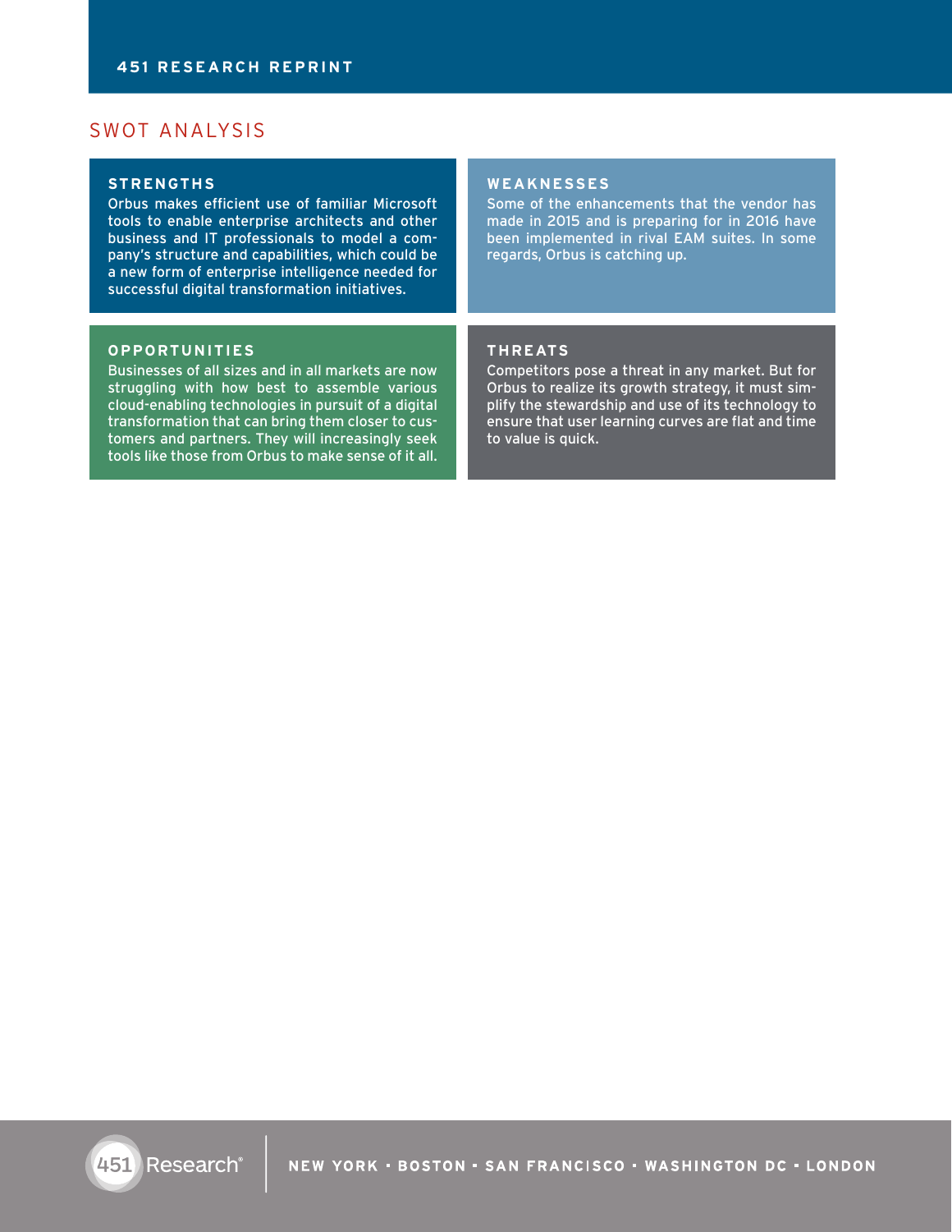## SWOT ANALYSIS

### STRENGTHS

Orbus makes efficient use of familiar Microsoft tools to enable enterprise architects and other business and IT professionals to model a company's structure and capabilities, which could be a new form of enterprise intelligence needed for successful digital transformation initiatives.

### WEAKNESSES

Some of the enhancements that the vendor has made in 2015 and is preparing for in 2016 have been implemented in rival EAM suites. In some regards, Orbus is catching up.

### OPPORTUNITIES

Businesses of all sizes and in all markets are now struggling with how best to assemble various cloud-enabling technologies in pursuit of a digital transformation that can bring them closer to customers and partners. They will increasingly seek tools like those from Orbus to make sense of it all.

### THREATS

Competitors pose a threat in any market. But for Orbus to realize its growth strategy, it must simplify the stewardship and use of its technology to ensure that user learning curves are flat and time to value is quick.